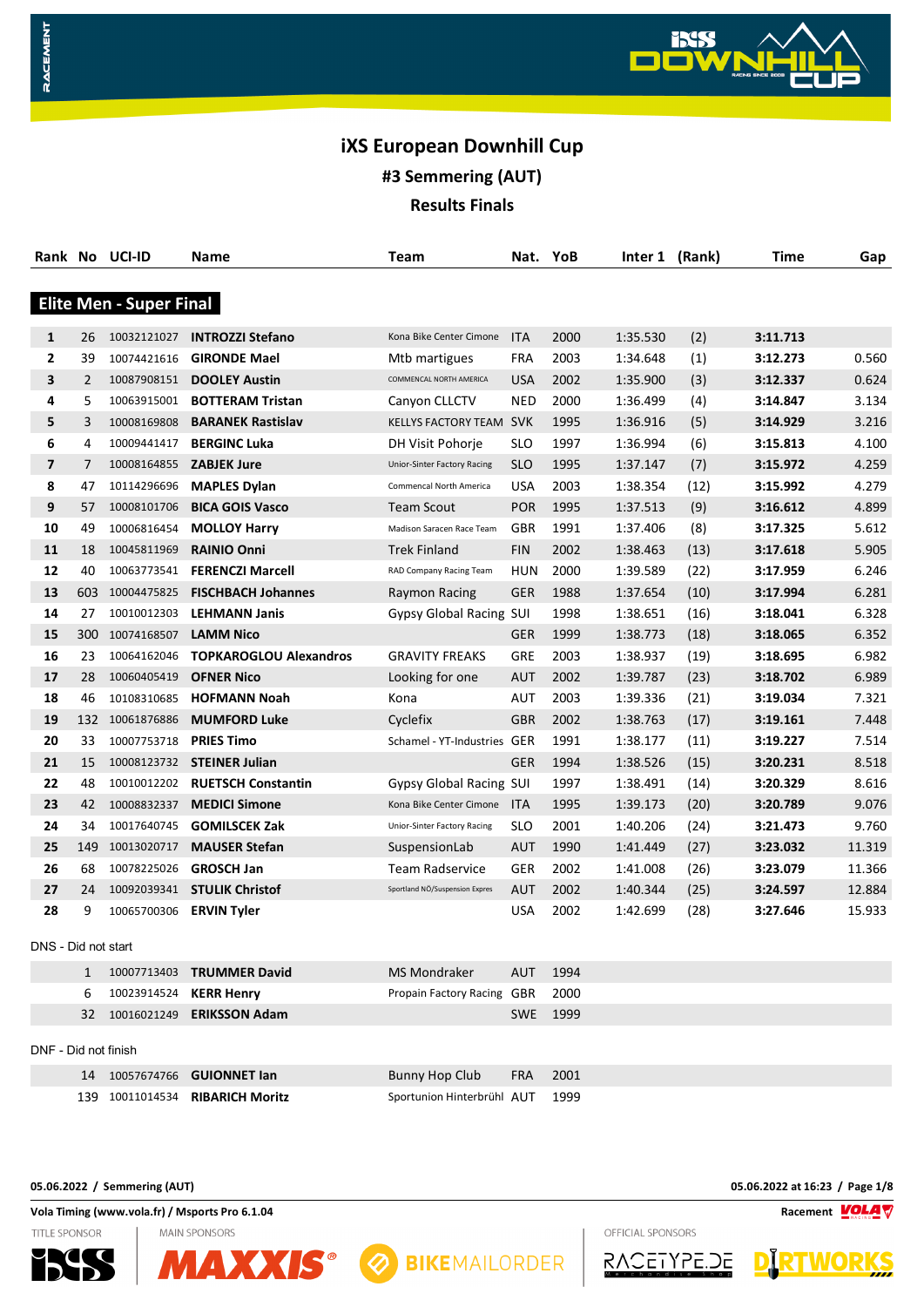# iXS European Downhill Cup

## #3 Semmering (AUT)

## Results Finals

### Elite Men - Super Final

| Rank | No | UCI-ID | Name | Team | Nat. | YoB | Inter 1 | (Rank) | Time | Gap |
|---|---|---|---|---|---|---|---|---|---|---|
| 1 | 26 | 10032121027 | **INTROZZI Stefano** | Kona Bike Center Cimone | ITA | 2000 | 1:35.530 | (2) | **3:11.713** | |
| 2 | 39 | 10074421616 | **GIRONDE Mael** | Mtb martigues | FRA | 2003 | 1:34.648 | (1) | **3:12.273** | 0.560 |
| 3 | 2 | 10087908151 | **DOOLEY Austin** | COMMENCAL NORTH AMERICA | USA | 2002 | 1:35.900 | (3) | **3:12.337** | 0.624 |
| 4 | 5 | 10063915001 | **BOTTERAM Tristan** | Canyon CLLCTV | NED | 2000 | 1:36.499 | (4) | **3:14.847** | 3.134 |
| 5 | 3 | 10008169808 | **BARANEK Rastislav** | KELLYS FACTORY TEAM | SVK | 1995 | 1:36.916 | (5) | **3:14.929** | 3.216 |
| 6 | 4 | 10009441417 | **BERGINC Luka** | DH Visit Pohorje | SLO | 1997 | 1:36.994 | (6) | **3:15.813** | 4.100 |
| 7 | 7 | 10008164855 | **ZABJEK Jure** | Unior-Sinter Factory Racing | SLO | 1995 | 1:37.147 | (7) | **3:15.972** | 4.259 |
| 8 | 47 | 10114296696 | **MAPLES Dylan** | Commencal North America | USA | 2003 | 1:38.354 | (12) | **3:15.992** | 4.279 |
| 9 | 57 | 10008101706 | **BICA GOIS Vasco** | Team Scout | POR | 1995 | 1:37.513 | (9) | **3:16.612** | 4.899 |
| 10 | 49 | 10006816454 | **MOLLOY Harry** | Madison Saracen Race Team | GBR | 1991 | 1:37.406 | (8) | **3:17.325** | 5.612 |
| 11 | 18 | 10045811969 | **RAINIO Onni** | Trek Finland | FIN | 2002 | 1:38.463 | (13) | **3:17.618** | 5.905 |
| 12 | 40 | 10063773541 | **FERENCZI Marcell** | RAD Company Racing Team | HUN | 2000 | 1:39.589 | (22) | **3:17.959** | 6.246 |
| 13 | 603 | 10004475825 | **FISCHBACH Johannes** | Raymon Racing | GER | 1988 | 1:37.654 | (10) | **3:17.994** | 6.281 |
| 14 | 27 | 10010012303 | **LEHMANN Janis** | Gypsy Global Racing | SUI | 1998 | 1:38.651 | (16) | **3:18.041** | 6.328 |
| 15 | 300 | 10074168507 | **LAMM Nico** | | GER | 1999 | 1:38.773 | (18) | **3:18.065** | 6.352 |
| 16 | 23 | 10064162046 | **TOPKAROGLOU Alexandros** | GRAVITY FREAKS | GRE | 2003 | 1:38.937 | (19) | **3:18.695** | 6.982 |
| 17 | 28 | 10060405419 | **OFNER Nico** | Looking for one | AUT | 2002 | 1:39.787 | (23) | **3:18.702** | 6.989 |
| 18 | 46 | 10108310685 | **HOFMANN Noah** | Kona | AUT | 2003 | 1:39.336 | (21) | **3:19.034** | 7.321 |
| 19 | 132 | 10061876886 | **MUMFORD Luke** | Cyclefix | GBR | 2002 | 1:38.763 | (17) | **3:19.161** | 7.448 |
| 20 | 33 | 10007753718 | **PRIES Timo** | Schamel - YT-Industries | GER | 1991 | 1:38.177 | (11) | **3:19.227** | 7.514 |
| 21 | 15 | 10008123732 | **STEINER Julian** | | GER | 1994 | 1:38.526 | (15) | **3:20.231** | 8.518 |
| 22 | 48 | 10010012202 | **RUETSCH Constantin** | Gypsy Global Racing | SUI | 1997 | 1:38.491 | (14) | **3:20.329** | 8.616 |
| 23 | 42 | 10008832337 | **MEDICI Simone** | Kona Bike Center Cimone | ITA | 1995 | 1:39.173 | (20) | **3:20.789** | 9.076 |
| 24 | 34 | 10017640745 | **GOMILSCEK Zak** | Unior-Sinter Factory Racing | SLO | 2001 | 1:40.206 | (24) | **3:21.473** | 9.760 |
| 25 | 149 | 10013020717 | **MAUSER Stefan** | SuspensionLab | AUT | 1990 | 1:41.449 | (27) | **3:23.032** | 11.319 |
| 26 | 68 | 10078225026 | **GROSCH Jan** | Team Radservice | GER | 2002 | 1:41.008 | (26) | **3:23.079** | 11.366 |
| 27 | 24 | 10092039341 | **STULIK Christof** | Sportland NÖ/Suspension Expres | AUT | 2002 | 1:40.344 | (25) | **3:24.597** | 12.884 |
| 28 | 9 | 10065700306 | **ERVIN Tyler** | | USA | 2002 | 1:42.699 | (28) | **3:27.646** | 15.933 |

DNS - Did not start

| Rank | No | UCI-ID | Name | Team | Nat. | YoB |
|---|---|---|---|---|---|---|
| | 1 | 10007713403 | **TRUMMER David** | MS Mondraker | AUT | 1994 |
| | 6 | 10023914524 | **KERR Henry** | Propain Factory Racing | GBR | 2000 |
| | 32 | 10016021249 | **ERIKSSON Adam** | | SWE | 1999 |

DNF - Did not finish

| Rank | No | UCI-ID | Name | Team | Nat. | YoB |
|---|---|---|---|---|---|---|
| | 14 | 10057674766 | **GUIONNET Ian** | Bunny Hop Club | FRA | 2001 |
| | 139 | 10011014534 | **RIBARICH Moritz** | Sportunion Hinterbrühl | AUT | 1999 |

**05.06.2022 / Semmering (AUT)** **05.06.2022 at 16:23**

**Vola Timing (www.vola.fr) / Msports Pro 6.1.04** **Racement**

TITLE SPONSOR · MAIN SPONSORS · OFFICIAL SPONSORS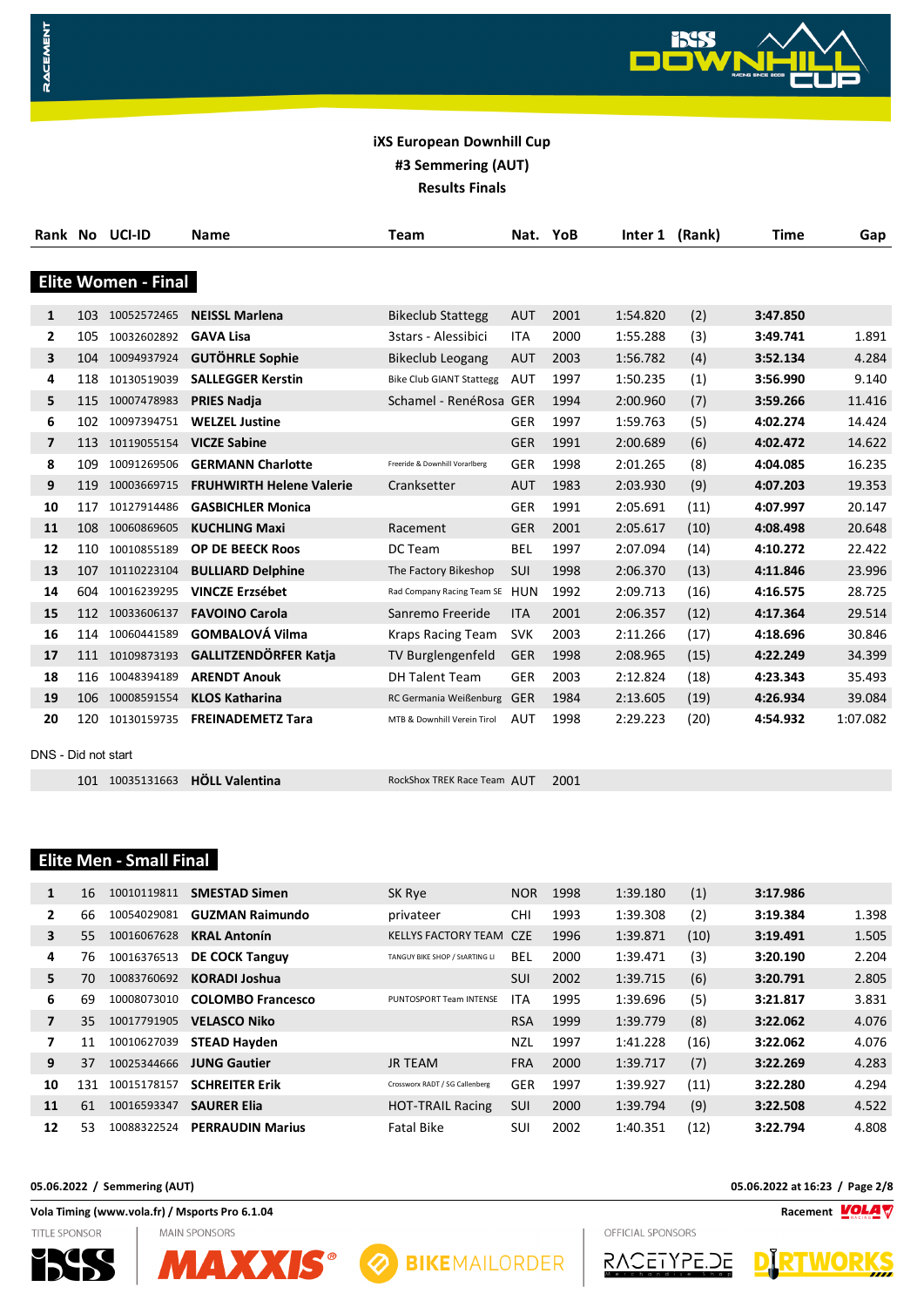# iXS European Downhill Cup

## #3 Semmering (AUT)

## Results Finals

### Elite Women - Final

| Rank | No | UCI-ID | Name | Team | Nat. | YoB | Inter 1 | (Rank) | Time | Gap |
|---|---|---|---|---|---|---|---|---|---|---|
| 1 | 103 | 10052572465 | **NEISSL Marlena** | Bikeclub Stattegg | AUT | 2001 | 1:54.820 | (2) | **3:47.850** | |
| 2 | 105 | 10032602892 | **GAVA Lisa** | 3stars - Alessibici | ITA | 2000 | 1:55.288 | (3) | **3:49.741** | 1.891 |
| 3 | 104 | 10094937924 | **GUTÖHRLE Sophie** | Bikeclub Leogang | AUT | 2003 | 1:56.782 | (4) | **3:52.134** | 4.284 |
| 4 | 118 | 10130519039 | **SALLEGGER Kerstin** | Bike Club GIANT Stattegg | AUT | 1997 | 1:50.235 | (1) | **3:56.990** | 9.140 |
| 5 | 115 | 10007478983 | **PRIES Nadja** | Schamel - RenéRosa | GER | 1994 | 2:00.960 | (7) | **3:59.266** | 11.416 |
| 6 | 102 | 10097394751 | **WELZEL Justine** | | GER | 1997 | 1:59.763 | (5) | **4:02.274** | 14.424 |
| 7 | 113 | 10119055154 | **VICZE Sabine** | | GER | 1991 | 2:00.689 | (6) | **4:02.472** | 14.622 |
| 8 | 109 | 10091269506 | **GERMANN Charlotte** | Freeride & Downhill Vorarlberg | GER | 1998 | 2:01.265 | (8) | **4:04.085** | 16.235 |
| 9 | 119 | 10003669715 | **FRUHWIRTH Helene Valerie** | Cranksetter | AUT | 1983 | 2:03.930 | (9) | **4:07.203** | 19.353 |
| 10 | 117 | 10127914486 | **GASBICHLER Monica** | | GER | 1991 | 2:05.691 | (11) | **4:07.997** | 20.147 |
| 11 | 108 | 10060869605 | **KUCHLING Maxi** | Racement | GER | 2001 | 2:05.617 | (10) | **4:08.498** | 20.648 |
| 12 | 110 | 10010855189 | **OP DE BEECK Roos** | DC Team | BEL | 1997 | 2:07.094 | (14) | **4:10.272** | 22.422 |
| 13 | 107 | 10110223104 | **BULLIARD Delphine** | The Factory Bikeshop | SUI | 1998 | 2:06.370 | (13) | **4:11.846** | 23.996 |
| 14 | 604 | 10016239295 | **VINCZE Erzsébet** | Rad Company Racing Team SE | HUN | 1992 | 2:09.713 | (16) | **4:16.575** | 28.725 |
| 15 | 112 | 10033606137 | **FAVOINO Carola** | Sanremo Freeride | ITA | 2001 | 2:06.357 | (12) | **4:17.364** | 29.514 |
| 16 | 114 | 10060441589 | **GOMBALOVÁ Vilma** | Kraps Racing Team | SVK | 2003 | 2:11.266 | (17) | **4:18.696** | 30.846 |
| 17 | 111 | 10109873193 | **GALLITZENDÖRFER Katja** | TV Burglengenfeld | GER | 1998 | 2:08.965 | (15) | **4:22.249** | 34.399 |
| 18 | 116 | 10048394189 | **ARENDT Anouk** | DH Talent Team | GER | 2003 | 2:12.824 | (18) | **4:23.343** | 35.493 |
| 19 | 106 | 10008591554 | **KLOS Katharina** | RC Germania Weißenburg | GER | 1984 | 2:13.605 | (19) | **4:26.934** | 39.084 |
| 20 | 120 | 10130159735 | **FREINADEMETZ Tara** | MTB & Downhill Verein Tirol | AUT | 1998 | 2:29.223 | (20) | **4:54.932** | 1:07.082 |

DNS - Did not start

| Rank | No | UCI-ID | Name | Team | Nat. | YoB |
|---|---|---|---|---|---|---|
| | 101 | 10035131663 | **HÖLL Valentina** | RockShox TREK Race Team | AUT | 2001 |

### Elite Men - Small Final

| Rank | No | UCI-ID | Name | Team | Nat. | YoB | Inter 1 | (Rank) | Time | Gap |
|---|---|---|---|---|---|---|---|---|---|---|
| 1 | 16 | 10010119811 | **SMESTAD Simen** | SK Rye | NOR | 1998 | 1:39.180 | (1) | **3:17.986** | |
| 2 | 66 | 10054029081 | **GUZMAN Raimundo** | privateer | CHI | 1993 | 1:39.308 | (2) | **3:19.384** | 1.398 |
| 3 | 55 | 10016067628 | **KRAL Antonín** | KELLYS FACTORY TEAM | CZE | 1996 | 1:39.871 | (10) | **3:19.491** | 1.505 |
| 4 | 76 | 10016376513 | **DE COCK Tanguy** | TANGUY BIKE SHOP / StARTING LI | BEL | 2000 | 1:39.471 | (3) | **3:20.190** | 2.204 |
| 5 | 70 | 10083760692 | **KORADI Joshua** | | SUI | 2002 | 1:39.715 | (6) | **3:20.791** | 2.805 |
| 6 | 69 | 10008073010 | **COLOMBO Francesco** | PUNTOSPORT Team INTENSE | ITA | 1995 | 1:39.696 | (5) | **3:21.817** | 3.831 |
| 7 | 35 | 10017791905 | **VELASCO Niko** | | RSA | 1999 | 1:39.779 | (8) | **3:22.062** | 4.076 |
| 7 | 11 | 10010627039 | **STEAD Hayden** | | NZL | 1997 | 1:41.228 | (16) | **3:22.062** | 4.076 |
| 9 | 37 | 10025344666 | **JUNG Gautier** | JR TEAM | FRA | 2000 | 1:39.717 | (7) | **3:22.269** | 4.283 |
| 10 | 131 | 10015178157 | **SCHREITER Erik** | Crossworx RADT / SG Callenberg | GER | 1997 | 1:39.927 | (11) | **3:22.280** | 4.294 |
| 11 | 61 | 10016593347 | **SAURER Elia** | HOT-TRAIL Racing | SUI | 2000 | 1:39.794 | (9) | **3:22.508** | 4.522 |
| 12 | 53 | 10088322524 | **PERRAUDIN Marius** | Fatal Bike | SUI | 2002 | 1:40.351 | (12) | **3:22.794** | 4.808 |

**05.06.2022 / Semmering (AUT)** — **05.06.2022 at 16:23**

**Vola Timing (www.vola.fr) / Msports Pro 6.1.04** — **Racement**

TITLE SPONSOR — MAIN SPONSORS — OFFICIAL SPONSORS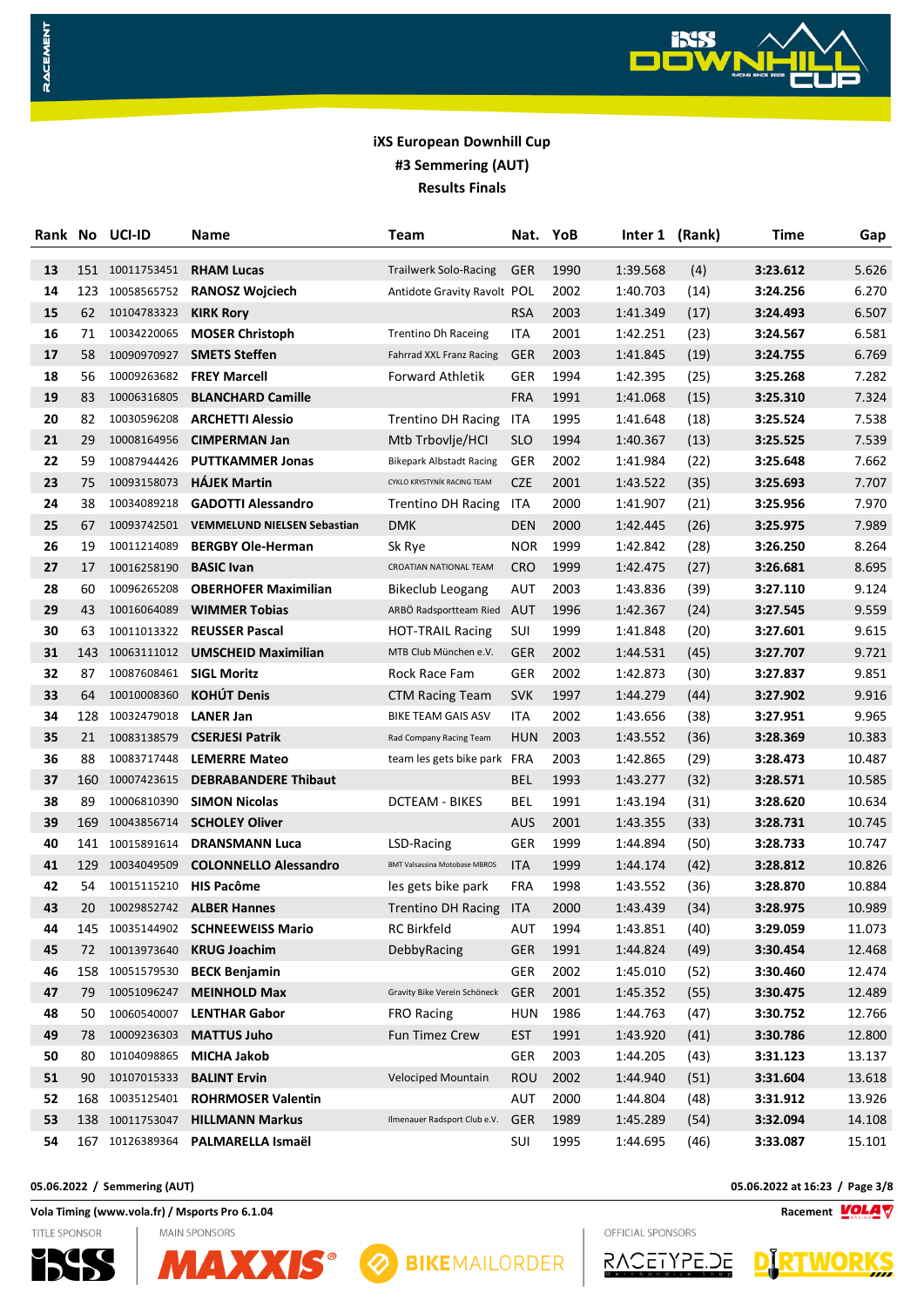### iXS European Downhill Cup
### #3 Semmering (AUT)
### Results Finals

| Rank | No | UCI-ID | Name | Team | Nat. | YoB | Inter 1 | (Rank) | Time | Gap |
|---|---|---|---|---|---|---|---|---|---|---|
| 13 | 151 | 10011753451 | **RHAM Lucas** | Trailwerk Solo-Racing | GER | 1990 | 1:39.568 | (4) | **3:23.612** | 5.626 |
| 14 | 123 | 10058565752 | **RANOSZ Wojciech** | Antidote Gravity Ravolt | POL | 2002 | 1:40.703 | (14) | **3:24.256** | 6.270 |
| 15 | 62 | 10104783323 | **KIRK Rory** | | RSA | 2003 | 1:41.349 | (17) | **3:24.493** | 6.507 |
| 16 | 71 | 10034220065 | **MOSER Christoph** | Trentino Dh Raceing | ITA | 2001 | 1:42.251 | (23) | **3:24.567** | 6.581 |
| 17 | 58 | 10090970927 | **SMETS Steffen** | Fahrrad XXL Franz Racing | GER | 2003 | 1:41.845 | (19) | **3:24.755** | 6.769 |
| 18 | 56 | 10009263682 | **FREY Marcell** | Forward Athletik | GER | 1994 | 1:42.395 | (25) | **3:25.268** | 7.282 |
| 19 | 83 | 10006316805 | **BLANCHARD Camille** | | FRA | 1991 | 1:41.068 | (15) | **3:25.310** | 7.324 |
| 20 | 82 | 10030596208 | **ARCHETTI Alessio** | Trentino DH Racing | ITA | 1995 | 1:41.648 | (18) | **3:25.524** | 7.538 |
| 21 | 29 | 10008164956 | **CIMPERMAN Jan** | Mtb Trbovlje/HCI | SLO | 1994 | 1:40.367 | (13) | **3:25.525** | 7.539 |
| 22 | 59 | 10087944426 | **PUTTKAMMER Jonas** | Bikepark Albstadt Racing | GER | 2002 | 1:41.984 | (22) | **3:25.648** | 7.662 |
| 23 | 75 | 10093158073 | **HÁJEK Martin** | CYKLO KRYSTYNÍK RACING TEAM | CZE | 2001 | 1:43.522 | (35) | **3:25.693** | 7.707 |
| 24 | 38 | 10034089218 | **GADOTTI Alessandro** | Trentino DH Racing | ITA | 2000 | 1:41.907 | (21) | **3:25.956** | 7.970 |
| 25 | 67 | 10093742501 | **VEMMELUND NIELSEN Sebastian** | DMK | DEN | 2000 | 1:42.445 | (26) | **3:25.975** | 7.989 |
| 26 | 19 | 10011214089 | **BERGBY Ole-Herman** | Sk Rye | NOR | 1999 | 1:42.842 | (28) | **3:26.250** | 8.264 |
| 27 | 17 | 10016258190 | **BASIC Ivan** | CROATIAN NATIONAL TEAM | CRO | 1999 | 1:42.475 | (27) | **3:26.681** | 8.695 |
| 28 | 60 | 10096265208 | **OBERHOFER Maximilian** | Bikeclub Leogang | AUT | 2003 | 1:43.836 | (39) | **3:27.110** | 9.124 |
| 29 | 43 | 10016064089 | **WIMMER Tobias** | ARBÖ Radsportteam Ried | AUT | 1996 | 1:42.367 | (24) | **3:27.545** | 9.559 |
| 30 | 63 | 10011013322 | **REUSSER Pascal** | HOT-TRAIL Racing | SUI | 1999 | 1:41.848 | (20) | **3:27.601** | 9.615 |
| 31 | 143 | 10063111012 | **UMSCHEID Maximilian** | MTB Club München e.V. | GER | 2002 | 1:44.531 | (45) | **3:27.707** | 9.721 |
| 32 | 87 | 10087608461 | **SIGL Moritz** | Rock Race Fam | GER | 2002 | 1:42.873 | (30) | **3:27.837** | 9.851 |
| 33 | 64 | 10010008360 | **KOHÚT Denis** | CTM Racing Team | SVK | 1997 | 1:44.279 | (44) | **3:27.902** | 9.916 |
| 34 | 128 | 10032479018 | **LANER Jan** | BIKE TEAM GAIS ASV | ITA | 2002 | 1:43.656 | (38) | **3:27.951** | 9.965 |
| 35 | 21 | 10083138579 | **CSERJESI Patrik** | Rad Company Racing Team | HUN | 2003 | 1:43.552 | (36) | **3:28.369** | 10.383 |
| 36 | 88 | 10083717448 | **LEMERRE Mateo** | team les gets bike park | FRA | 2003 | 1:42.865 | (29) | **3:28.473** | 10.487 |
| 37 | 160 | 10007423615 | **DEBRABANDERE Thibaut** | | BEL | 1993 | 1:43.277 | (32) | **3:28.571** | 10.585 |
| 38 | 89 | 10006810390 | **SIMON Nicolas** | DCTEAM - BIKES | BEL | 1991 | 1:43.194 | (31) | **3:28.620** | 10.634 |
| 39 | 169 | 10043856714 | **SCHOLEY Oliver** | | AUS | 2001 | 1:43.355 | (33) | **3:28.731** | 10.745 |
| 40 | 141 | 10015891614 | **DRANSMANN Luca** | LSD-Racing | GER | 1999 | 1:44.894 | (50) | **3:28.733** | 10.747 |
| 41 | 129 | 10034049509 | **COLONNELLO Alessandro** | BMT Valsassina Motobase MBROS | ITA | 1999 | 1:44.174 | (42) | **3:28.812** | 10.826 |
| 42 | 54 | 10015115210 | **HIS Pacôme** | les gets bike park | FRA | 1998 | 1:43.552 | (36) | **3:28.870** | 10.884 |
| 43 | 20 | 10029852742 | **ALBER Hannes** | Trentino DH Racing | ITA | 2000 | 1:43.439 | (34) | **3:28.975** | 10.989 |
| 44 | 145 | 10035144902 | **SCHNEEWEISS Mario** | RC Birkfeld | AUT | 1994 | 1:43.851 | (40) | **3:29.059** | 11.073 |
| 45 | 72 | 10013973640 | **KRUG Joachim** | DebbyRacing | GER | 1991 | 1:44.824 | (49) | **3:30.454** | 12.468 |
| 46 | 158 | 10051579530 | **BECK Benjamin** | | GER | 2002 | 1:45.010 | (52) | **3:30.460** | 12.474 |
| 47 | 79 | 10051096247 | **MEINHOLD Max** | Gravity Bike Verein Schöneck | GER | 2001 | 1:45.352 | (55) | **3:30.475** | 12.489 |
| 48 | 50 | 10060540007 | **LENTHAR Gabor** | FRO Racing | HUN | 1986 | 1:44.763 | (47) | **3:30.752** | 12.766 |
| 49 | 78 | 10009236303 | **MATTUS Juho** | Fun Timez Crew | EST | 1991 | 1:43.920 | (41) | **3:30.786** | 12.800 |
| 50 | 80 | 10104098865 | **MICHA Jakob** | | GER | 2003 | 1:44.205 | (43) | **3:31.123** | 13.137 |
| 51 | 90 | 10107015333 | **BALINT Ervin** | Velociped Mountain | ROU | 2002 | 1:44.940 | (51) | **3:31.604** | 13.618 |
| 52 | 168 | 10035125401 | **ROHRMOSER Valentin** | | AUT | 2000 | 1:44.804 | (48) | **3:31.912** | 13.926 |
| 53 | 138 | 10011753047 | **HILLMANN Markus** | Ilmenauer Radsport Club e.V. | GER | 1989 | 1:45.289 | (54) | **3:32.094** | 14.108 |
| 54 | 167 | 10126389364 | **PALMARELLA Ismaël** | | SUI | 1995 | 1:44.695 | (46) | **3:33.087** | 15.101 |

05.06.2022 / Semmering (AUT) — 05.06.2022 at 16:23

Vola Timing (www.vola.fr) / Msports Pro 6.1.04 — Racement

TITLE SPONSOR — MAIN SPONSORS — OFFICIAL SPONSORS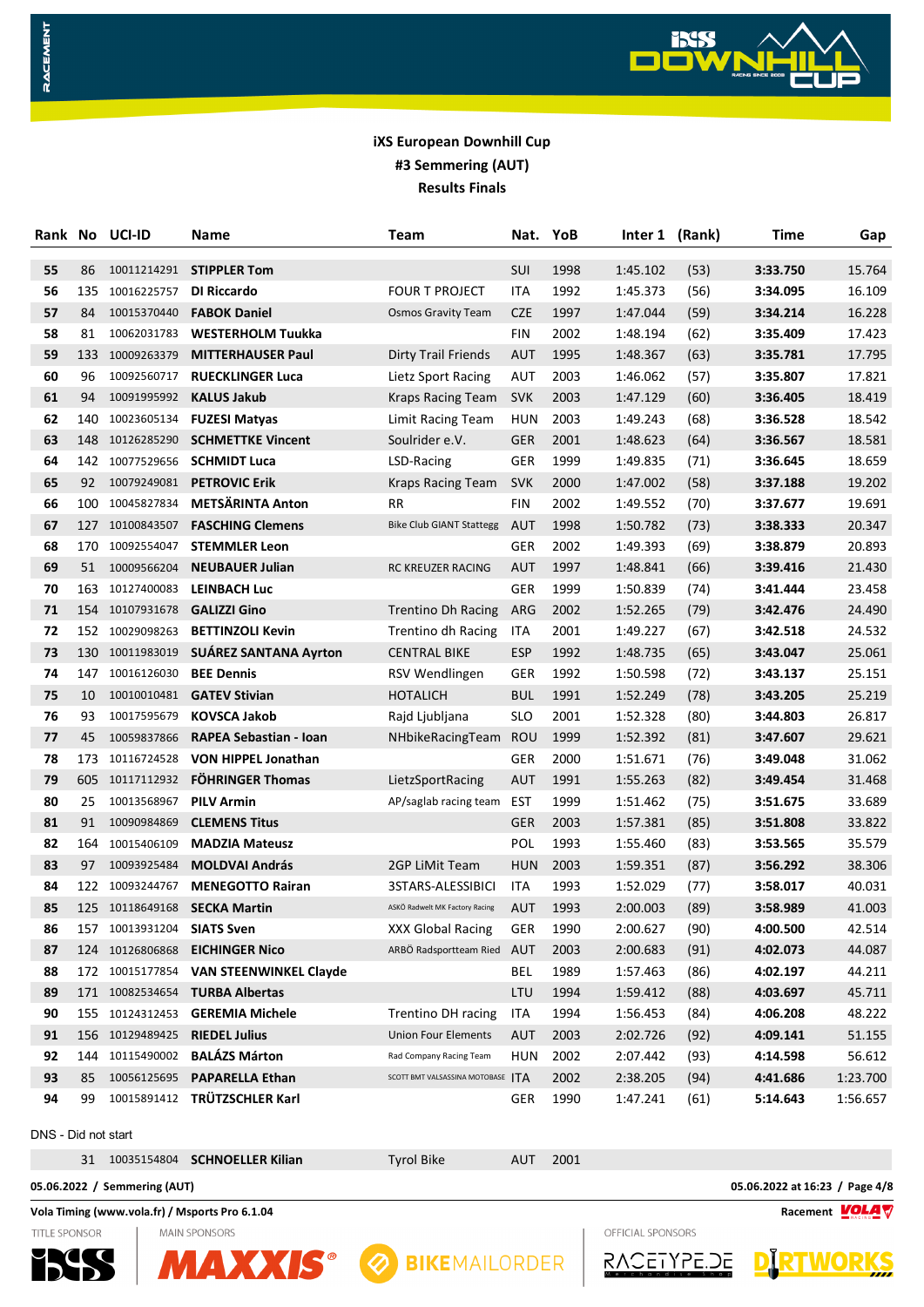# iXS European Downhill Cup

## #3 Semmering (AUT)

## Results Finals

| Rank | No | UCI-ID | Name | Team | Nat. | YoB | Inter 1 | (Rank) | Time | Gap |
|---|---|---|---|---|---|---|---|---|---|---|
| 55 | 86 | 10011214291 | **STIPPLER Tom** | | SUI | 1998 | 1:45.102 | (53) | **3:33.750** | 15.764 |
| 56 | 135 | 10016225757 | **DI Riccardo** | FOUR T PROJECT | ITA | 1992 | 1:45.373 | (56) | **3:34.095** | 16.109 |
| 57 | 84 | 10015370440 | **FABOK Daniel** | Osmos Gravity Team | CZE | 1997 | 1:47.044 | (59) | **3:34.214** | 16.228 |
| 58 | 81 | 10062031783 | **WESTERHOLM Tuukka** | | FIN | 2002 | 1:48.194 | (62) | **3:35.409** | 17.423 |
| 59 | 133 | 10009263379 | **MITTERHAUSER Paul** | Dirty Trail Friends | AUT | 1995 | 1:48.367 | (63) | **3:35.781** | 17.795 |
| 60 | 96 | 10092560717 | **RUECKLINGER Luca** | Lietz Sport Racing | AUT | 2003 | 1:46.062 | (57) | **3:35.807** | 17.821 |
| 61 | 94 | 10091995992 | **KALUS Jakub** | Kraps Racing Team | SVK | 2003 | 1:47.129 | (60) | **3:36.405** | 18.419 |
| 62 | 140 | 10023605134 | **FUZESI Matyas** | Limit Racing Team | HUN | 2003 | 1:49.243 | (68) | **3:36.528** | 18.542 |
| 63 | 148 | 10126285290 | **SCHMETTKE Vincent** | Soulrider e.V. | GER | 2001 | 1:48.623 | (64) | **3:36.567** | 18.581 |
| 64 | 142 | 10077529656 | **SCHMIDT Luca** | LSD-Racing | GER | 1999 | 1:49.835 | (71) | **3:36.645** | 18.659 |
| 65 | 92 | 10079249081 | **PETROVIC Erik** | Kraps Racing Team | SVK | 2000 | 1:47.002 | (58) | **3:37.188** | 19.202 |
| 66 | 100 | 10045827834 | **METSÄRINTA Anton** | RR | FIN | 2002 | 1:49.552 | (70) | **3:37.677** | 19.691 |
| 67 | 127 | 10100843507 | **FASCHING Clemens** | Bike Club GIANT Stattegg | AUT | 1998 | 1:50.782 | (73) | **3:38.333** | 20.347 |
| 68 | 170 | 10092554047 | **STEMMLER Leon** | | GER | 2002 | 1:49.393 | (69) | **3:38.879** | 20.893 |
| 69 | 51 | 10009566204 | **NEUBAUER Julian** | RC KREUZER RACING | AUT | 1997 | 1:48.841 | (66) | **3:39.416** | 21.430 |
| 70 | 163 | 10127400083 | **LEINBACH Luc** | | GER | 1999 | 1:50.839 | (74) | **3:41.444** | 23.458 |
| 71 | 154 | 10107931678 | **GALIZZI Gino** | Trentino Dh Racing | ARG | 2002 | 1:52.265 | (79) | **3:42.476** | 24.490 |
| 72 | 152 | 10029098263 | **BETTINZOLI Kevin** | Trentino dh Racing | ITA | 2001 | 1:49.227 | (67) | **3:42.518** | 24.532 |
| 73 | 130 | 10011983019 | **SUÁREZ SANTANA Ayrton** | CENTRAL BIKE | ESP | 1992 | 1:48.735 | (65) | **3:43.047** | 25.061 |
| 74 | 147 | 10016126030 | **BEE Dennis** | RSV Wendlingen | GER | 1992 | 1:50.598 | (72) | **3:43.137** | 25.151 |
| 75 | 10 | 10010010481 | **GATEV Stivian** | HOTALICH | BUL | 1991 | 1:52.249 | (78) | **3:43.205** | 25.219 |
| 76 | 93 | 10017595679 | **KOVSCA Jakob** | Rajd Ljubljana | SLO | 2001 | 1:52.328 | (80) | **3:44.803** | 26.817 |
| 77 | 45 | 10059837866 | **RAPEA Sebastian - Ioan** | NHbikeRacingTeam | ROU | 1999 | 1:52.392 | (81) | **3:47.607** | 29.621 |
| 78 | 173 | 10116724528 | **VON HIPPEL Jonathan** | | GER | 2000 | 1:51.671 | (76) | **3:49.048** | 31.062 |
| 79 | 605 | 10117112932 | **FÖHRINGER Thomas** | LietzSportRacing | AUT | 1991 | 1:55.263 | (82) | **3:49.454** | 31.468 |
| 80 | 25 | 10013568967 | **PILV Armin** | AP/saglab racing team | EST | 1999 | 1:51.462 | (75) | **3:51.675** | 33.689 |
| 81 | 91 | 10090984869 | **CLEMENS Titus** | | GER | 2003 | 1:57.381 | (85) | **3:51.808** | 33.822 |
| 82 | 164 | 10015406109 | **MADZIA Mateusz** | | POL | 1993 | 1:55.460 | (83) | **3:53.565** | 35.579 |
| 83 | 97 | 10093925484 | **MOLDVAI András** | 2GP LiMit Team | HUN | 2003 | 1:59.351 | (87) | **3:56.292** | 38.306 |
| 84 | 122 | 10093244767 | **MENEGOTTO Rairan** | 3STARS-ALESSIBICI | ITA | 1993 | 1:52.029 | (77) | **3:58.017** | 40.031 |
| 85 | 125 | 10118649168 | **SECKA Martin** | ASKÖ Radwelt MK Factory Racing | AUT | 1993 | 2:00.003 | (89) | **3:58.989** | 41.003 |
| 86 | 157 | 10013931204 | **SIATS Sven** | XXX Global Racing | GER | 1990 | 2:00.627 | (90) | **4:00.500** | 42.514 |
| 87 | 124 | 10126806868 | **EICHINGER Nico** | ARBÖ Radsportteam Ried | AUT | 2003 | 2:00.683 | (91) | **4:02.073** | 44.087 |
| 88 | 172 | 10015177854 | **VAN STEENWINKEL Clayde** | | BEL | 1989 | 1:57.463 | (86) | **4:02.197** | 44.211 |
| 89 | 171 | 10082534654 | **TURBA Albertas** | | LTU | 1994 | 1:59.412 | (88) | **4:03.697** | 45.711 |
| 90 | 155 | 10124312453 | **GEREMIA Michele** | Trentino DH racing | ITA | 1994 | 1:56.453 | (84) | **4:06.208** | 48.222 |
| 91 | 156 | 10129489425 | **RIEDEL Julius** | Union Four Elements | AUT | 2003 | 2:02.726 | (92) | **4:09.141** | 51.155 |
| 92 | 144 | 10115490002 | **BALÁZS Márton** | Rad Company Racing Team | HUN | 2002 | 2:07.442 | (93) | **4:14.598** | 56.612 |
| 93 | 85 | 10056125695 | **PAPARELLA Ethan** | SCOTT BMT VALSASSINA MOTOBASE | ITA | 2002 | 2:38.205 | (94) | **4:41.686** | 1:23.700 |
| 94 | 99 | 10015891412 | **TRÜTZSCHLER Karl** | | GER | 1990 | 1:47.241 | (61) | **5:14.643** | 1:56.657 |

DNS - Did not start

| | No | UCI-ID | Name | Team | Nat. | YoB |
|---|---|---|---|---|---|---|
| | 31 | 10035154804 | **SCHNOELLER Kilian** | Tyrol Bike | AUT | 2001 |

**05.06.2022 / Semmering (AUT)** — **05.06.2022 at 16:23**

**Vola Timing (www.vola.fr) / Msports Pro 6.1.04** — **Racement**

TITLE SPONSOR — MAIN SPONSORS — OFFICIAL SPONSORS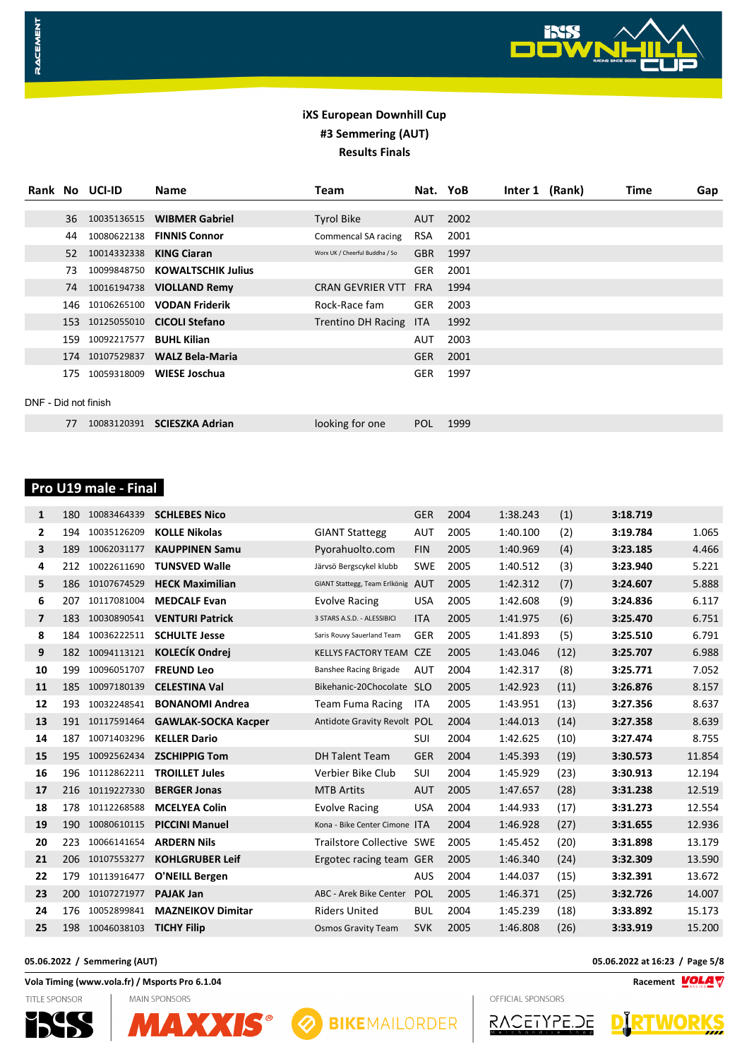# iXS European Downhill Cup

## #3 Semmering (AUT)

## Results Finals

| Rank | No | UCI-ID | Name | Team | Nat. | YoB | Inter 1 | (Rank) | Time | Gap |
|---|---|---|---|---|---|---|---|---|---|---|
| | 36 | 10035136515 | **WIBMER Gabriel** | Tyrol Bike | AUT | 2002 | | | | |
| | 44 | 10080622138 | **FINNIS Connor** | Commencal SA racing | RSA | 2001 | | | | |
| | 52 | 10014332338 | **KING Ciaran** | Worx UK / Cheerful Buddha / So | GBR | 1997 | | | | |
| | 73 | 10099848750 | **KOWALTSCHIK Julius** | | GER | 2001 | | | | |
| | 74 | 10016194738 | **VIOLLAND Remy** | CRAN GEVRIER VTT | FRA | 1994 | | | | |
| | 146 | 10106265100 | **VODAN Friderik** | Rock-Race fam | GER | 2003 | | | | |
| | 153 | 10125055010 | **CICOLI Stefano** | Trentino DH Racing | ITA | 1992 | | | | |
| | 159 | 10092217577 | **BUHL Kilian** | | AUT | 2003 | | | | |
| | 174 | 10107529837 | **WALZ Bela-Maria** | | GER | 2001 | | | | |
| | 175 | 10059318009 | **WIESE Joschua** | | GER | 1997 | | | | |

DNF - Did not finish

| Rank | No | UCI-ID | Name | Team | Nat. | YoB | Inter 1 | (Rank) | Time | Gap |
|---|---|---|---|---|---|---|---|---|---|---|
| | 77 | 10083120391 | **SCIESZKA Adrian** | looking for one | POL | 1999 | | | | |

## Pro U19 male - Final

| Rank | No | UCI-ID | Name | Team | Nat. | YoB | Inter 1 | (Rank) | Time | Gap |
|---|---|---|---|---|---|---|---|---|---|---|
| **1** | 180 | 10083464339 | **SCHLEBES Nico** | | GER | 2004 | 1:38.243 | (1) | **3:18.719** | |
| **2** | 194 | 10035126209 | **KOLLE Nikolas** | GIANT Stattegg | AUT | 2005 | 1:40.100 | (2) | **3:19.784** | 1.065 |
| **3** | 189 | 10062031177 | **KAUPPINEN Samu** | Pyorahuolto.com | FIN | 2005 | 1:40.969 | (4) | **3:23.185** | 4.466 |
| **4** | 212 | 10022611690 | **TUNSVED Walle** | Järvsö Bergscykel klubb | SWE | 2005 | 1:40.512 | (3) | **3:23.940** | 5.221 |
| **5** | 186 | 10107674529 | **HECK Maximilian** | GIANT Stattegg, Team Erlkönig | AUT | 2005 | 1:42.312 | (7) | **3:24.607** | 5.888 |
| **6** | 207 | 10117081004 | **MEDCALF Evan** | Evolve Racing | USA | 2005 | 1:42.608 | (9) | **3:24.836** | 6.117 |
| **7** | 183 | 10030890541 | **VENTURI Patrick** | 3 STARS A.S.D. - ALESSIBICI | ITA | 2005 | 1:41.975 | (6) | **3:25.470** | 6.751 |
| **8** | 184 | 10036222511 | **SCHULTE Jesse** | Saris Rouvy Sauerland Team | GER | 2005 | 1:41.893 | (5) | **3:25.510** | 6.791 |
| **9** | 182 | 10094113121 | **KOLECÍK Ondrej** | KELLYS FACTORY TEAM | CZE | 2005 | 1:43.046 | (12) | **3:25.707** | 6.988 |
| **10** | 199 | 10096051707 | **FREUND Leo** | Banshee Racing Brigade | AUT | 2004 | 1:42.317 | (8) | **3:25.771** | 7.052 |
| **11** | 185 | 10097180139 | **CELESTINA Val** | Bikehanic-20Chocolate | SLO | 2005 | 1:42.923 | (11) | **3:26.876** | 8.157 |
| **12** | 193 | 10032248541 | **BONANOMI Andrea** | Team Fuma Racing | ITA | 2005 | 1:43.951 | (13) | **3:27.356** | 8.637 |
| **13** | 191 | 10117591464 | **GAWLAK-SOCKA Kacper** | Antidote Gravity Revolt | POL | 2004 | 1:44.013 | (14) | **3:27.358** | 8.639 |
| **14** | 187 | 10071403296 | **KELLER Dario** | | SUI | 2004 | 1:42.625 | (10) | **3:27.474** | 8.755 |
| **15** | 195 | 10092562434 | **ZSCHIPPIG Tom** | DH Talent Team | GER | 2004 | 1:45.393 | (19) | **3:30.573** | 11.854 |
| **16** | 196 | 10112862211 | **TROILLET Jules** | Verbier Bike Club | SUI | 2004 | 1:45.929 | (23) | **3:30.913** | 12.194 |
| **17** | 216 | 10119227330 | **BERGER Jonas** | MTB Artits | AUT | 2005 | 1:47.657 | (28) | **3:31.238** | 12.519 |
| **18** | 178 | 10112268588 | **MCELYEA Colin** | Evolve Racing | USA | 2004 | 1:44.933 | (17) | **3:31.273** | 12.554 |
| **19** | 190 | 10080610115 | **PICCINI Manuel** | Kona - Bike Center Cimone | ITA | 2004 | 1:46.928 | (27) | **3:31.655** | 12.936 |
| **20** | 223 | 10066141654 | **ARDERN Nils** | Trailstore Collective | SWE | 2005 | 1:45.452 | (20) | **3:31.898** | 13.179 |
| **21** | 206 | 10107553277 | **KOHLGRUBER Leif** | Ergotec racing team | GER | 2005 | 1:46.340 | (24) | **3:32.309** | 13.590 |
| **22** | 179 | 10113916477 | **O'NEILL Bergen** | | AUS | 2004 | 1:44.037 | (15) | **3:32.391** | 13.672 |
| **23** | 200 | 10107271977 | **PAJAK Jan** | ABC - Arek Bike Center | POL | 2005 | 1:46.371 | (25) | **3:32.726** | 14.007 |
| **24** | 176 | 10052899841 | **MAZNEIKOV Dimitar** | Riders United | BUL | 2004 | 1:45.239 | (18) | **3:33.892** | 15.173 |
| **25** | 198 | 10046038103 | **TICHY Filip** | Osmos Gravity Team | SVK | 2005 | 1:46.808 | (26) | **3:33.919** | 15.200 |

05.06.2022 / Semmering (AUT) — 05.06.2022 at 16:23

Vola Timing (www.vola.fr) / Msports Pro 6.1.04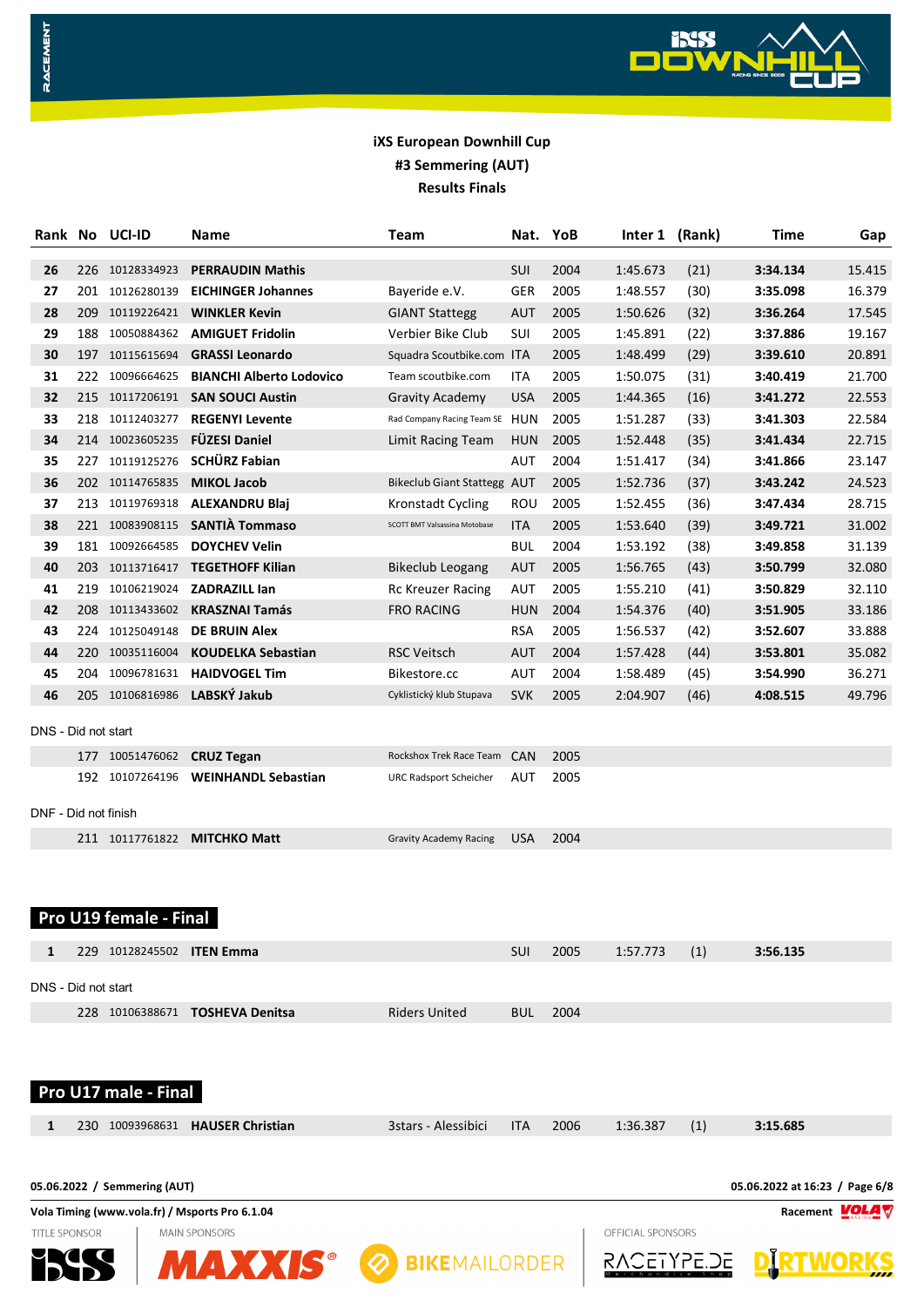**iXS European Downhill Cup**
**#3 Semmering (AUT)**
**Results Finals**

| Rank | No | UCI-ID | Name | Team | Nat. | YoB | Inter 1 | (Rank) | Time | Gap |
|---|---|---|---|---|---|---|---|---|---|---|
| 26 | 226 | 10128334923 | **PERRAUDIN Mathis** | | SUI | 2004 | 1:45.673 | (21) | **3:34.134** | 15.415 |
| 27 | 201 | 10126280139 | **EICHINGER Johannes** | Bayeride e.V. | GER | 2005 | 1:48.557 | (30) | **3:35.098** | 16.379 |
| 28 | 209 | 10119226421 | **WINKLER Kevin** | GIANT Stattegg | AUT | 2005 | 1:50.626 | (32) | **3:36.264** | 17.545 |
| 29 | 188 | 10050884362 | **AMIGUET Fridolin** | Verbier Bike Club | SUI | 2005 | 1:45.891 | (22) | **3:37.886** | 19.167 |
| 30 | 197 | 10115615694 | **GRASSI Leonardo** | Squadra Scoutbike.com | ITA | 2005 | 1:48.499 | (29) | **3:39.610** | 20.891 |
| 31 | 222 | 10096664625 | **BIANCHI Alberto Lodovico** | Team scoutbike.com | ITA | 2005 | 1:50.075 | (31) | **3:40.419** | 21.700 |
| 32 | 215 | 10117206191 | **SAN SOUCI Austin** | Gravity Academy | USA | 2005 | 1:44.365 | (16) | **3:41.272** | 22.553 |
| 33 | 218 | 10112403277 | **REGENYI Levente** | Rad Company Racing Team SE | HUN | 2005 | 1:51.287 | (33) | **3:41.303** | 22.584 |
| 34 | 214 | 10023605235 | **FÜZESI Daniel** | Limit Racing Team | HUN | 2005 | 1:52.448 | (35) | **3:41.434** | 22.715 |
| 35 | 227 | 10119125276 | **SCHÜRZ Fabian** | | AUT | 2004 | 1:51.417 | (34) | **3:41.866** | 23.147 |
| 36 | 202 | 10114765835 | **MIKOL Jacob** | Bikeclub Giant Stattegg | AUT | 2005 | 1:52.736 | (37) | **3:43.242** | 24.523 |
| 37 | 213 | 10119769318 | **ALEXANDRU Blaj** | Kronstadt Cycling | ROU | 2005 | 1:52.455 | (36) | **3:47.434** | 28.715 |
| 38 | 221 | 10083908115 | **SANTIÀ Tommaso** | SCOTT BMT Valsassina Motobase | ITA | 2005 | 1:53.640 | (39) | **3:49.721** | 31.002 |
| 39 | 181 | 10092664585 | **DOYCHEV Velin** | | BUL | 2004 | 1:53.192 | (38) | **3:49.858** | 31.139 |
| 40 | 203 | 10113716417 | **TEGETHOFF Kilian** | Bikeclub Leogang | AUT | 2005 | 1:56.765 | (43) | **3:50.799** | 32.080 |
| 41 | 219 | 10106219024 | **ZADRAZILL Ian** | Rc Kreuzer Racing | AUT | 2005 | 1:55.210 | (41) | **3:50.829** | 32.110 |
| 42 | 208 | 10113433602 | **KRASZNAI Tamás** | FRO RACING | HUN | 2004 | 1:54.376 | (40) | **3:51.905** | 33.186 |
| 43 | 224 | 10125049148 | **DE BRUIN Alex** | | RSA | 2005 | 1:56.537 | (42) | **3:52.607** | 33.888 |
| 44 | 220 | 10035116004 | **KOUDELKA Sebastian** | RSC Veitsch | AUT | 2004 | 1:57.428 | (44) | **3:53.801** | 35.082 |
| 45 | 204 | 10096781631 | **HAIDVOGEL Tim** | Bikestore.cc | AUT | 2004 | 1:58.489 | (45) | **3:54.990** | 36.271 |
| 46 | 205 | 10106816986 | **LABSKÝ Jakub** | Cyklistický klub Stupava | SVK | 2005 | 2:04.907 | (46) | **4:08.515** | 49.796 |

DNS - Did not start

| No | UCI-ID | Name | Team | Nat. | YoB |
|---|---|---|---|---|---|
| 177 | 10051476062 | **CRUZ Tegan** | Rockshox Trek Race Team | CAN | 2005 |
| 192 | 10107264196 | **WEINHANDL Sebastian** | URC Radsport Scheicher | AUT | 2005 |

DNF - Did not finish

| No | UCI-ID | Name | Team | Nat. | YoB |
|---|---|---|---|---|---|
| 211 | 10117761822 | **MITCHKO Matt** | Gravity Academy Racing | USA | 2004 |

## Pro U19 female - Final

| Rank | No | UCI-ID | Name | Team | Nat. | YoB | Inter 1 | (Rank) | Time |
|---|---|---|---|---|---|---|---|---|---|
| 1 | 229 | 10128245502 | **ITEN Emma** | | SUI | 2005 | 1:57.773 | (1) | **3:56.135** |

DNS - Did not start

| No | UCI-ID | Name | Team | Nat. | YoB |
|---|---|---|---|---|---|
| 228 | 10106388671 | **TOSHEVA Denitsa** | Riders United | BUL | 2004 |

## Pro U17 male - Final

| Rank | No | UCI-ID | Name | Team | Nat. | YoB | Inter 1 | (Rank) | Time |
|---|---|---|---|---|---|---|---|---|---|
| 1 | 230 | 10093968631 | **HAUSER Christian** | 3stars - Alessibici | ITA | 2006 | 1:36.387 | (1) | **3:15.685** |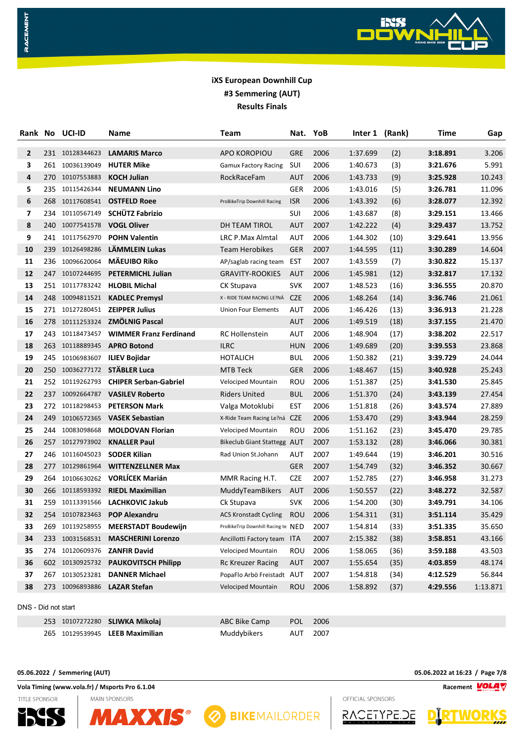**iXS European Downhill Cup**
**#3 Semmering (AUT)**
**Results Finals**

| Rank | No | UCI-ID | Name | Team | Nat. | YoB | Inter 1 | (Rank) | Time | Gap |
|---|---|---|---|---|---|---|---|---|---|---|
| 2 | 231 | 10128344623 | **LAMARIS Marco** | APO KOROPIOU | GRE | 2006 | 1:37.699 | (2) | **3:18.891** | 3.206 |
| 3 | 261 | 10036139049 | **HUTER Mike** | Gamux Factory Racing | SUI | 2006 | 1:40.673 | (3) | **3:21.676** | 5.991 |
| 4 | 270 | 10107553883 | **KOCH Julian** | RockRaceFam | AUT | 2006 | 1:43.733 | (9) | **3:25.928** | 10.243 |
| 5 | 235 | 10115426344 | **NEUMANN Lino** | | GER | 2006 | 1:43.016 | (5) | **3:26.781** | 11.096 |
| 6 | 268 | 10117608541 | **OSTFELD Roee** | ProBikeTrip Downhill Racing | ISR | 2006 | 1:43.392 | (6) | **3:28.077** | 12.392 |
| 7 | 234 | 10110567149 | **SCHÜTZ Fabrizio** | | SUI | 2006 | 1:43.687 | (8) | **3:29.151** | 13.466 |
| 8 | 240 | 10077541578 | **VOGL Oliver** | DH TEAM TIROL | AUT | 2007 | 1:42.222 | (4) | **3:29.437** | 13.752 |
| 9 | 241 | 10117562970 | **POHN Valentin** | LRC P.Max Almtal | AUT | 2006 | 1:44.302 | (10) | **3:29.641** | 13.956 |
| 10 | 239 | 10126498286 | **LÄMMLEIN Lukas** | Team Herobikes | GER | 2007 | 1:44.595 | (11) | **3:30.289** | 14.604 |
| 11 | 236 | 10096620064 | **MÄEUIBO Riko** | AP/saglab racing team | EST | 2007 | 1:43.559 | (7) | **3:30.822** | 15.137 |
| 12 | 247 | 10107244695 | **PETERMICHL Julian** | GRAVITY-ROOKIES | AUT | 2006 | 1:45.981 | (12) | **3:32.817** | 17.132 |
| 13 | 251 | 10117783242 | **HLOBIL Michal** | CK Stupava | SVK | 2007 | 1:48.523 | (16) | **3:36.555** | 20.870 |
| 14 | 248 | 10094811521 | **KADLEC Premysl** | X - RIDE TEAM RACING LE?NÁ | CZE | 2006 | 1:48.264 | (14) | **3:36.746** | 21.061 |
| 15 | 271 | 10127280451 | **ZEIPPER Julius** | Union Four Elements | AUT | 2006 | 1:46.426 | (13) | **3:36.913** | 21.228 |
| 16 | 278 | 10111253324 | **ZMÖLNIG Pascal** | | AUT | 2006 | 1:49.519 | (18) | **3:37.155** | 21.470 |
| 17 | 243 | 10118473457 | **WIMMER Franz Ferdinand** | RC Hollenstein | AUT | 2006 | 1:48.904 | (17) | **3:38.202** | 22.517 |
| 18 | 263 | 10118889345 | **APRO Botond** | ILRC | HUN | 2006 | 1:49.689 | (20) | **3:39.553** | 23.868 |
| 19 | 245 | 10106983607 | **ILIEV Bojidar** | HOTALICH | BUL | 2006 | 1:50.382 | (21) | **3:39.729** | 24.044 |
| 20 | 250 | 10036277172 | **STÄBLER Luca** | MTB Teck | GER | 2006 | 1:48.467 | (15) | **3:40.928** | 25.243 |
| 21 | 252 | 10119262793 | **CHIPER Serban-Gabriel** | Velociped Mountain | ROU | 2006 | 1:51.387 | (25) | **3:41.530** | 25.845 |
| 22 | 237 | 10092664787 | **VASILEV Roberto** | Riders United | BUL | 2006 | 1:51.370 | (24) | **3:43.139** | 27.454 |
| 23 | 272 | 10118298453 | **PETERSON Mark** | Valga Motoklubi | EST | 2006 | 1:51.818 | (26) | **3:43.574** | 27.889 |
| 24 | 249 | 10106572365 | **VASEK Sebastian** | X-Ride Team Racing Le?ná | CZE | 2006 | 1:53.470 | (29) | **3:43.944** | 28.259 |
| 25 | 244 | 10083098668 | **MOLDOVAN Florian** | Velociped Mountain | ROU | 2006 | 1:51.162 | (23) | **3:45.470** | 29.785 |
| 26 | 257 | 10127973902 | **KNALLER Paul** | Bikeclub Giant Stattegg | AUT | 2007 | 1:53.132 | (28) | **3:46.066** | 30.381 |
| 27 | 246 | 10116045023 | **SODER Kilian** | Rad Union St.Johann | AUT | 2007 | 1:49.644 | (19) | **3:46.201** | 30.516 |
| 28 | 277 | 10129861964 | **WITTENZELLNER Max** | | GER | 2007 | 1:54.749 | (32) | **3:46.352** | 30.667 |
| 29 | 264 | 10106630262 | **VORLÍCEK Marián** | MMR Racing H.T. | CZE | 2007 | 1:52.785 | (27) | **3:46.958** | 31.273 |
| 30 | 266 | 10118593392 | **RIEDL Maximilian** | MuddyTeamBikers | AUT | 2006 | 1:50.557 | (22) | **3:48.272** | 32.587 |
| 31 | 259 | 10113391566 | **LACHKOVIC Jakub** | Ck Stupava | SVK | 2006 | 1:54.200 | (30) | **3:49.791** | 34.106 |
| 32 | 254 | 10107823463 | **POP Alexandru** | ACS Kronstadt Cycling | ROU | 2006 | 1:54.311 | (31) | **3:51.114** | 35.429 |
| 33 | 269 | 10119258955 | **MEERSTADT Boudewijn** | ProBikeTrip Downhill Racing te | NED | 2007 | 1:54.814 | (33) | **3:51.335** | 35.650 |
| 34 | 233 | 10031568531 | **MASCHERINI Lorenzo** | Ancillotti Factory team | ITA | 2007 | 2:15.382 | (38) | **3:58.851** | 43.166 |
| 35 | 274 | 10120609376 | **ZANFIR David** | Velociped Mountain | ROU | 2006 | 1:58.065 | (36) | **3:59.188** | 43.503 |
| 36 | 602 | 10130925732 | **PAUKOVITSCH Philipp** | Rc Kreuzer Racing | AUT | 2007 | 1:55.654 | (35) | **4:03.859** | 48.174 |
| 37 | 267 | 10130523281 | **DANNER Michael** | PopaFlo Arbö Freistadt | AUT | 2007 | 1:54.818 | (34) | **4:12.529** | 56.844 |
| 38 | 273 | 10096893886 | **LAZAR Stefan** | Velociped Mountain | ROU | 2006 | 1:58.892 | (37) | **4:29.556** | 1:13.871 |

DNS - Did not start

| No | UCI-ID | Name | Team | Nat. | YoB |
|---|---|---|---|---|---|
| 253 | 10107272280 | **SLIWKA Mikolaj** | ABC Bike Camp | POL | 2006 |
| 265 | 10129539945 | **LEEB Maximilian** | Muddybikers | AUT | 2007 |

**05.06.2022 / Semmering (AUT)** — **05.06.2022 at 16:23**

**Vola Timing (www.vola.fr) / Msports Pro 6.1.04**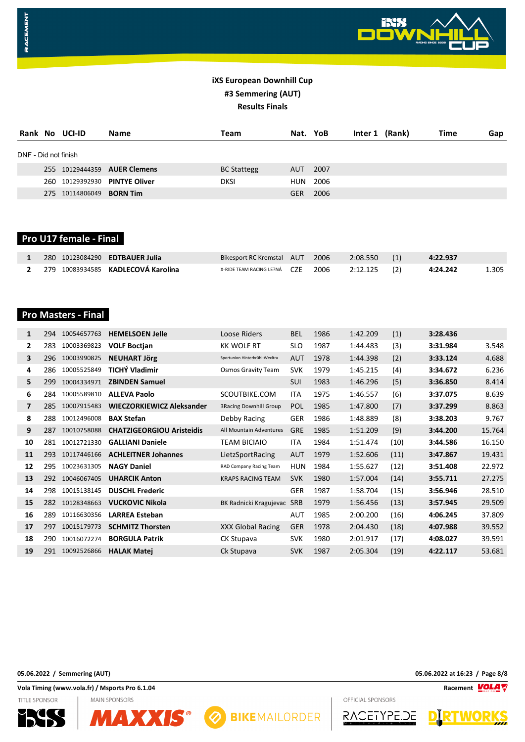**iXS European Downhill Cup**
**#3 Semmering (AUT)**
**Results Finals**

| Rank | No | UCI-ID | Name | Team | Nat. | YoB | Inter 1 | (Rank) | Time | Gap |
|---|---|---|---|---|---|---|---|---|---|---|
| DNF - Did not finish | | | | | | | | | | |
| | 255 | 10129444359 | **AUER Clemens** | BC Stattegg | AUT | 2007 | | | | |
| | 260 | 10129392930 | **PINTYE Oliver** | DKSI | HUN | 2006 | | | | |
| | 275 | 10114806049 | **BORN Tim** | | GER | 2006 | | | | |

## Pro U17 female - Final

| Rank | No | UCI-ID | Name | Team | Nat. | YoB | Inter 1 | (Rank) | Time | Gap |
|---|---|---|---|---|---|---|---|---|---|---|
| **1** | 280 | 10123084290 | **EDTBAUER Julia** | Bikesport RC Kremstal | AUT | 2006 | 2:08.550 | (1) | **4:22.937** | |
| **2** | 279 | 10083934585 | **KADLECOVÁ Karolína** | X-RIDE TEAM RACING LE?NÁ | CZE | 2006 | 2:12.125 | (2) | **4:24.242** | 1.305 |

## Pro Masters - Final

| Rank | No | UCI-ID | Name | Team | Nat. | YoB | Inter 1 | (Rank) | Time | Gap |
|---|---|---|---|---|---|---|---|---|---|---|
| **1** | 294 | 10054657763 | **HEMELSOEN Jelle** | Loose Riders | BEL | 1986 | 1:42.209 | (1) | **3:28.436** | |
| **2** | 283 | 10003369823 | **VOLF Boctjan** | KK WOLF RT | SLO | 1987 | 1:44.483 | (3) | **3:31.984** | 3.548 |
| **3** | 296 | 10003990825 | **NEUHART Jörg** | Sportunion Hinterbrühl-Wexltra | AUT | 1978 | 1:44.398 | (2) | **3:33.124** | 4.688 |
| **4** | 286 | 10005525849 | **TICHÝ Vladimir** | Osmos Gravity Team | SVK | 1979 | 1:45.215 | (4) | **3:34.672** | 6.236 |
| **5** | 299 | 10004334971 | **ZBINDEN Samuel** | | SUI | 1983 | 1:46.296 | (5) | **3:36.850** | 8.414 |
| **6** | 284 | 10005589810 | **ALLEVA Paolo** | SCOUTBIKE.COM | ITA | 1975 | 1:46.557 | (6) | **3:37.075** | 8.639 |
| **7** | 285 | 10007915483 | **WIECZORKIEWICZ Aleksander** | 3Racing Downhill Group | POL | 1985 | 1:47.800 | (7) | **3:37.299** | 8.863 |
| **8** | 288 | 10012496008 | **BAX Stefan** | Debby Racing | GER | 1986 | 1:48.889 | (8) | **3:38.203** | 9.767 |
| **9** | 287 | 10010758088 | **CHATZIGEORGIOU Aristeidis** | All Mountain Adventures | GRE | 1985 | 1:51.209 | (9) | **3:44.200** | 15.764 |
| **10** | 281 | 10012721330 | **GALLIANI Daniele** | TEAM BICIAIO | ITA | 1984 | 1:51.474 | (10) | **3:44.586** | 16.150 |
| **11** | 293 | 10117446166 | **ACHLEITNER Johannes** | LietzSportRacing | AUT | 1979 | 1:52.606 | (11) | **3:47.867** | 19.431 |
| **12** | 295 | 10023631305 | **NAGY Daniel** | RAD Company Racing Team | HUN | 1984 | 1:55.627 | (12) | **3:51.408** | 22.972 |
| **13** | 292 | 10046067405 | **UHARCIK Anton** | KRAPS RACING TEAM | SVK | 1980 | 1:57.004 | (14) | **3:55.711** | 27.275 |
| **14** | 298 | 10015138145 | **DUSCHL Frederic** | | GER | 1987 | 1:58.704 | (15) | **3:56.946** | 28.510 |
| **15** | 282 | 10128348663 | **VUCKOVIC Nikola** | BK Radnicki Kragujevac | SRB | 1979 | 1:56.456 | (13) | **3:57.945** | 29.509 |
| **16** | 289 | 10116630356 | **LARREA Esteban** | | AUT | 1985 | 2:00.200 | (16) | **4:06.245** | 37.809 |
| **17** | 297 | 10015179773 | **SCHMITZ Thorsten** | XXX Global Racing | GER | 1978 | 2:04.430 | (18) | **4:07.988** | 39.552 |
| **18** | 290 | 10016072274 | **BORGULA Patrik** | CK Stupava | SVK | 1980 | 2:01.917 | (17) | **4:08.027** | 39.591 |
| **19** | 291 | 10092526866 | **HALAK Matej** | Ck Stupava | SVK | 1987 | 2:05.304 | (19) | **4:22.117** | 53.681 |

**05.06.2022 / Semmering (AUT)** **05.06.2022 at 16:23**

**Vola Timing (www.vola.fr) / Msports Pro 6.1.04** **Racement**

TITLE SPONSOR MAIN SPONSORS OFFICIAL SPONSORS